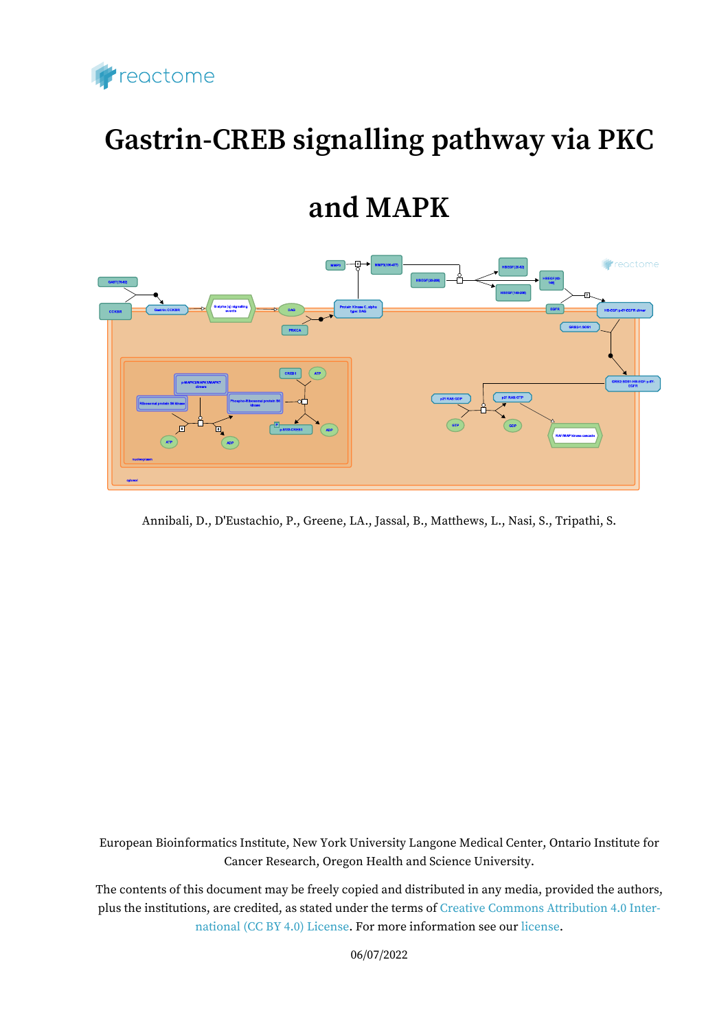reactome

# Gastrin-CREB signalling pathway via PKC and MAPK

Annibali, D., D'Eustachio, P., Greene, LA., Jassal, B., Matthews, L., Nasi, S., Tripathi, S.

European Bioinformatics Institute, New York University Langone Medical Center, Ontario Institute for Cancer Research, Oregon Health and Science University.

The contents of this document may be freely copied and distributed in any media, provided the authors, plus the institutions, are credited, as stated under the terms of Creative Commons Attribution 4.0 International (CC BY 4.0) License. For more information see our license.

06/07/2022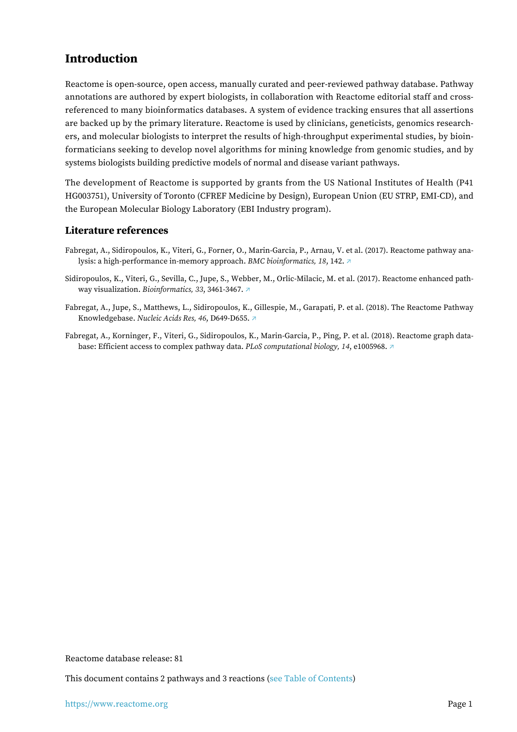## Introduction

Reactome is open-source, open access, manually curated and peer-reviewed pathway database. Pathway annotations are authored by expert biologists, in collaboration with Reactome editorial staff and cross-referenced to many bioinformatics databases. A system of evidence tracking ensures that all assertions are backed up by the primary literature. Reactome is used by clinicians, geneticists, genomics researchers, and molecular biologists to interpret the results of high-throughput experimental studies, by bioinformaticians seeking to develop novel algorithms for mining knowledge from genomic studies, and by systems biologists building predictive models of normal and disease variant pathways.

The development of Reactome is supported by grants from the US National Institutes of Health (P41 HG003751), University of Toronto (CFREF Medicine by Design), European Union (EU STRP, EMI-CD), and the European Molecular Biology Laboratory (EBI Industry program).

### Literature references

Fabregat, A., Sidiropoulos, K., Viteri, G., Forner, O., Marin-Garcia, P., Arnau, V. et al. (2017). Reactome pathway analysis: a high-performance in-memory approach. *BMC bioinformatics, 18*, 142. ↗

Sidiropoulos, K., Viteri, G., Sevilla, C., Jupe, S., Webber, M., Orlic-Milacic, M. et al. (2017). Reactome enhanced pathway visualization. *Bioinformatics, 33*, 3461-3467. ↗

Fabregat, A., Jupe, S., Matthews, L., Sidiropoulos, K., Gillespie, M., Garapati, P. et al. (2018). The Reactome Pathway Knowledgebase. *Nucleic Acids Res, 46*, D649-D655. ↗

Fabregat, A., Korninger, F., Viteri, G., Sidiropoulos, K., Marin-Garcia, P., Ping, P. et al. (2018). Reactome graph database: Efficient access to complex pathway data. *PLoS computational biology, 14*, e1005968. ↗

Reactome database release: 81

This document contains 2 pathways and 3 reactions (see Table of Contents)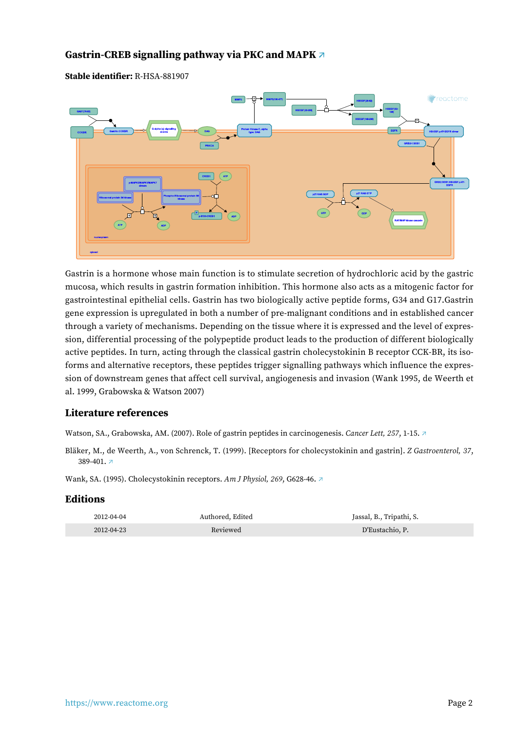## Gastrin-CREB signalling pathway via PKC and MAPK ↗

**Stable identifier:** R-HSA-881907

Gastrin is a hormone whose main function is to stimulate secretion of hydrochloric acid by the gastric mucosa, which results in gastrin formation inhibition. This hormone also acts as a mitogenic factor for gastrointestinal epithelial cells. Gastrin has two biologically active peptide forms, G34 and G17.Gastrin gene expression is upregulated in both a number of pre-malignant conditions and in established cancer through a variety of mechanisms. Depending on the tissue where it is expressed and the level of expression, differential processing of the polypeptide product leads to the production of different biologically active peptides. In turn, acting through the classical gastrin cholecystokinin B receptor CCK-BR, its isoforms and alternative receptors, these peptides trigger signalling pathways which influence the expression of downstream genes that affect cell survival, angiogenesis and invasion (Wank 1995, de Weerth et al. 1999, Grabowska & Watson 2007)

### Literature references

Watson, SA., Grabowska, AM. (2007). Role of gastrin peptides in carcinogenesis. *Cancer Lett, 257*, 1-15. ↗

Bläker, M., de Weerth, A., von Schrenck, T. (1999). [Receptors for cholecystokinin and gastrin]. *Z Gastroenterol, 37*, 389-401. ↗

Wank, SA. (1995). Cholecystokinin receptors. *Am J Physiol, 269*, G628-46. ↗

### Editions

| | | |
|---|---|---|
| 2012-04-04 | Authored, Edited | Jassal, B., Tripathi, S. |
| 2012-04-23 | Reviewed | D'Eustachio, P. |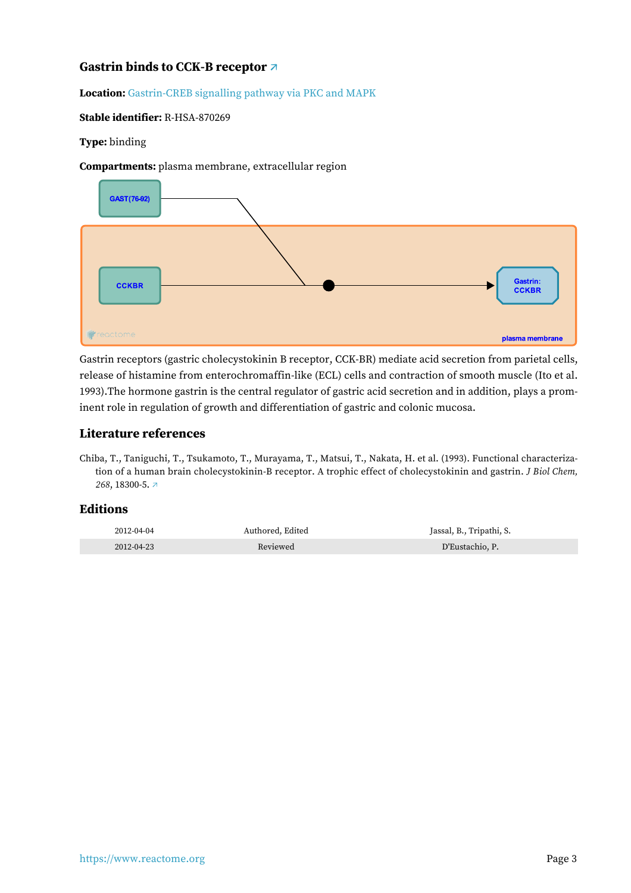## Gastrin binds to CCK-B receptor ↗

**Location:** Gastrin-CREB signalling pathway via PKC and MAPK

**Stable identifier:** R-HSA-870269

**Type:** binding

**Compartments:** plasma membrane, extracellular region

Gastrin receptors (gastric cholecystokinin B receptor, CCK-BR) mediate acid secretion from parietal cells, release of histamine from enterochromaffin-like (ECL) cells and contraction of smooth muscle (Ito et al. 1993).The hormone gastrin is the central regulator of gastric acid secretion and in addition, plays a prominent role in regulation of growth and differentiation of gastric and colonic mucosa.

### Literature references

Chiba, T., Taniguchi, T., Tsukamoto, T., Murayama, T., Matsui, T., Nakata, H. et al. (1993). Functional characterization of a human brain cholecystokinin-B receptor. A trophic effect of cholecystokinin and gastrin. *J Biol Chem, 268*, 18300-5. ↗

### Editions

| | | |
|---|---|---|
| 2012-04-04 | Authored, Edited | Jassal, B., Tripathi, S. |
| 2012-04-23 | Reviewed | D'Eustachio, P. |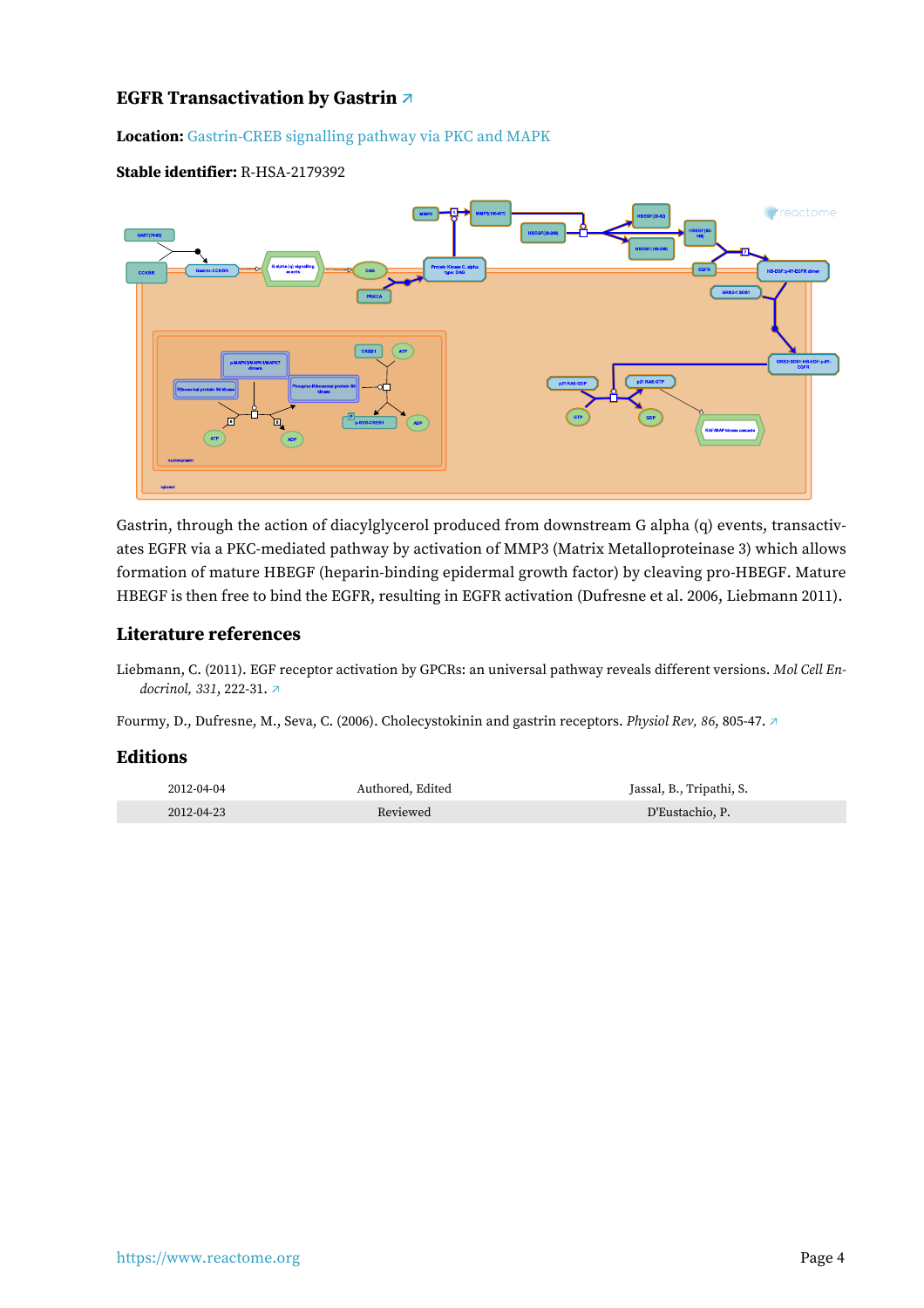### EGFR Transactivation by Gastrin ↗

**Location:** Gastrin-CREB signalling pathway via PKC and MAPK

**Stable identifier:** R-HSA-2179392

Gastrin, through the action of diacylglycerol produced from downstream G alpha (q) events, transactivates EGFR via a PKC-mediated pathway by activation of MMP3 (Matrix Metalloproteinase 3) which allows formation of mature HBEGF (heparin-binding epidermal growth factor) by cleaving pro-HBEGF. Mature HBEGF is then free to bind the EGFR, resulting in EGFR activation (Dufresne et al. 2006, Liebmann 2011).

### Literature references

Liebmann, C. (2011). EGF receptor activation by GPCRs: an universal pathway reveals different versions. *Mol Cell Endocrinol, 331*, 222-31. ↗

Fourmy, D., Dufresne, M., Seva, C. (2006). Cholecystokinin and gastrin receptors. *Physiol Rev, 86*, 805-47. ↗

### Editions

| | | |
|---|---|---|
| 2012-04-04 | Authored, Edited | Jassal, B., Tripathi, S. |
| 2012-04-23 | Reviewed | D'Eustachio, P. |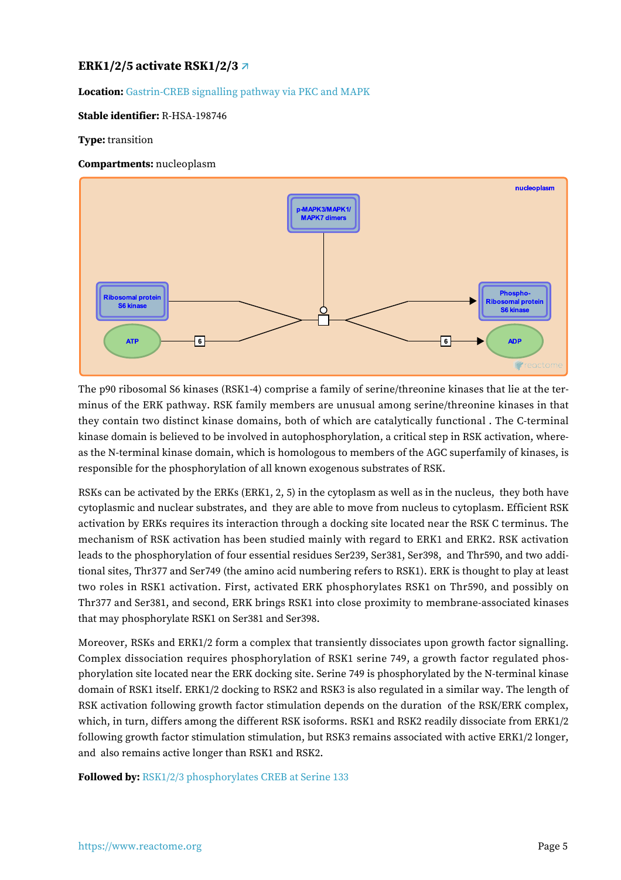## ERK1/2/5 activate RSK1/2/3 ↗

**Location:** Gastrin-CREB signalling pathway via PKC and MAPK

**Stable identifier:** R-HSA-198746

**Type:** transition

**Compartments:** nucleoplasm

The p90 ribosomal S6 kinases (RSK1-4) comprise a family of serine/threonine kinases that lie at the terminus of the ERK pathway. RSK family members are unusual among serine/threonine kinases in that they contain two distinct kinase domains, both of which are catalytically functional . The C-terminal kinase domain is believed to be involved in autophosphorylation, a critical step in RSK activation, whereas the N-terminal kinase domain, which is homologous to members of the AGC superfamily of kinases, is responsible for the phosphorylation of all known exogenous substrates of RSK.

RSKs can be activated by the ERKs (ERK1, 2, 5) in the cytoplasm as well as in the nucleus, they both have cytoplasmic and nuclear substrates, and they are able to move from nucleus to cytoplasm. Efficient RSK activation by ERKs requires its interaction through a docking site located near the RSK C terminus. The mechanism of RSK activation has been studied mainly with regard to ERK1 and ERK2. RSK activation leads to the phosphorylation of four essential residues Ser239, Ser381, Ser398, and Thr590, and two additional sites, Thr377 and Ser749 (the amino acid numbering refers to RSK1). ERK is thought to play at least two roles in RSK1 activation. First, activated ERK phosphorylates RSK1 on Thr590, and possibly on Thr377 and Ser381, and second, ERK brings RSK1 into close proximity to membrane-associated kinases that may phosphorylate RSK1 on Ser381 and Ser398.

Moreover, RSKs and ERK1/2 form a complex that transiently dissociates upon growth factor signalling. Complex dissociation requires phosphorylation of RSK1 serine 749, a growth factor regulated phosphorylation site located near the ERK docking site. Serine 749 is phosphorylated by the N-terminal kinase domain of RSK1 itself. ERK1/2 docking to RSK2 and RSK3 is also regulated in a similar way. The length of RSK activation following growth factor stimulation depends on the duration of the RSK/ERK complex, which, in turn, differs among the different RSK isoforms. RSK1 and RSK2 readily dissociate from ERK1/2 following growth factor stimulation stimulation, but RSK3 remains associated with active ERK1/2 longer, and also remains active longer than RSK1 and RSK2.

**Followed by:** RSK1/2/3 phosphorylates CREB at Serine 133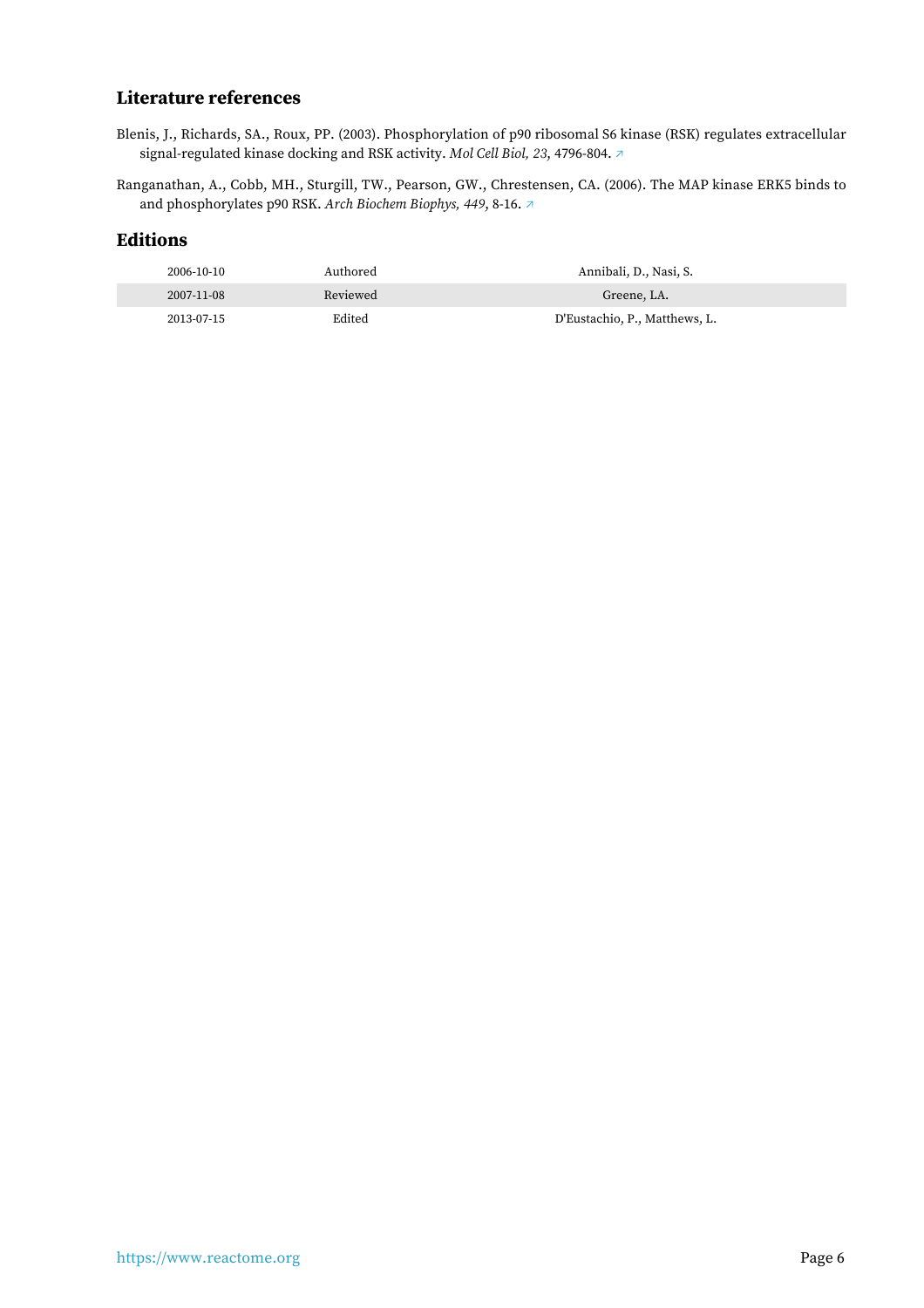### Literature references

Blenis, J., Richards, SA., Roux, PP. (2003). Phosphorylation of p90 ribosomal S6 kinase (RSK) regulates extracellular signal-regulated kinase docking and RSK activity. *Mol Cell Biol, 23*, 4796-804. ↗

Ranganathan, A., Cobb, MH., Sturgill, TW., Pearson, GW., Chrestensen, CA. (2006). The MAP kinase ERK5 binds to and phosphorylates p90 RSK. *Arch Biochem Biophys, 449*, 8-16. ↗

### Editions

| | | |
|---|---|---|
| 2006-10-10 | Authored | Annibali, D., Nasi, S. |
| 2007-11-08 | Reviewed | Greene, LA. |
| 2013-07-15 | Edited | D'Eustachio, P., Matthews, L. |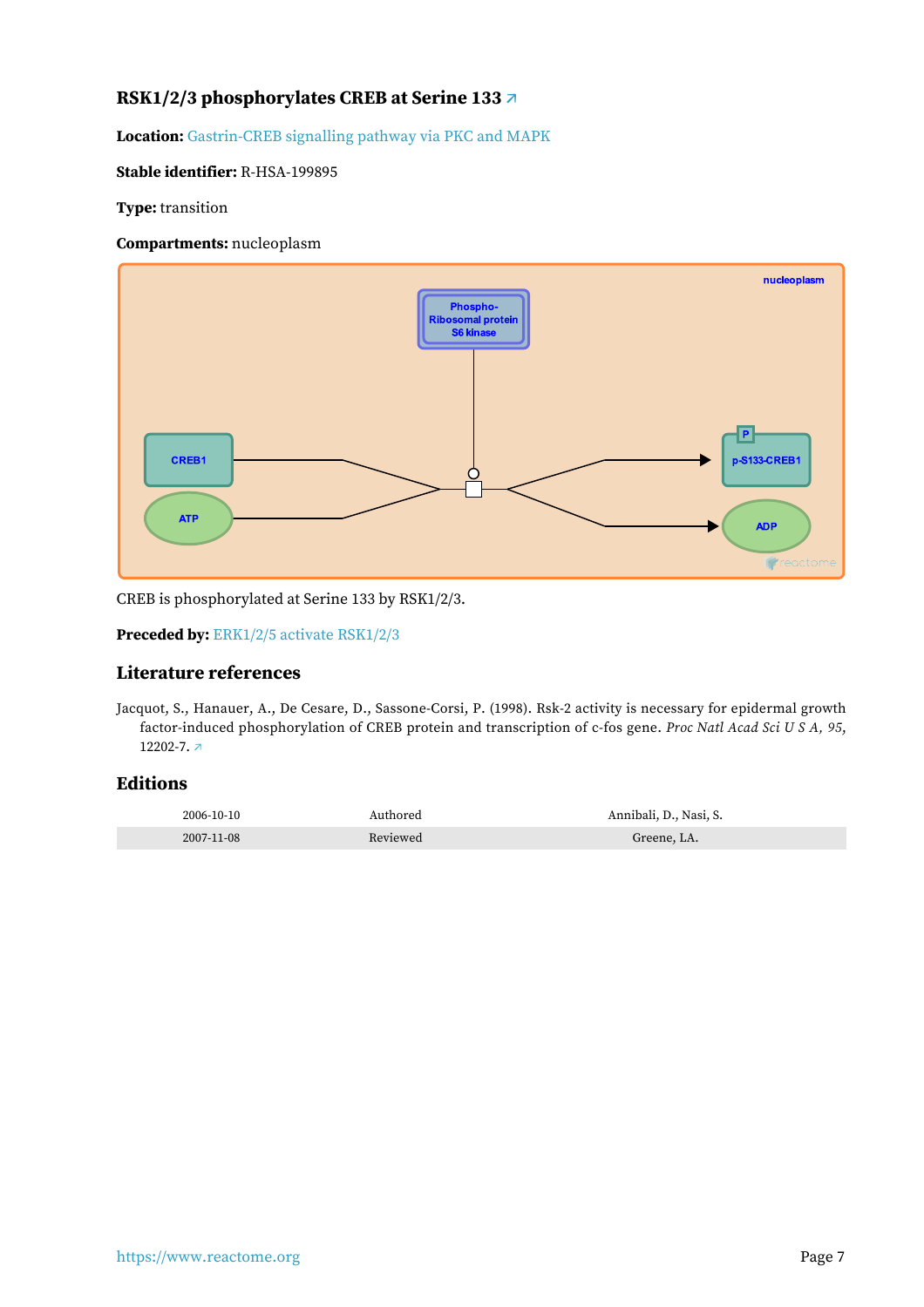### RSK1/2/3 phosphorylates CREB at Serine 133 ↗

**Location:** Gastrin-CREB signalling pathway via PKC and MAPK

**Stable identifier:** R-HSA-199895

**Type:** transition

**Compartments:** nucleoplasm

CREB is phosphorylated at Serine 133 by RSK1/2/3.

**Preceded by:** ERK1/2/5 activate RSK1/2/3

### Literature references

Jacquot, S., Hanauer, A., De Cesare, D., Sassone-Corsi, P. (1998). Rsk-2 activity is necessary for epidermal growth factor-induced phosphorylation of CREB protein and transcription of c-fos gene. *Proc Natl Acad Sci U S A, 95*, 12202-7. ↗

### Editions

| | | |
|---|---|---|
| 2006-10-10 | Authored | Annibali, D., Nasi, S. |
| 2007-11-08 | Reviewed | Greene, LA. |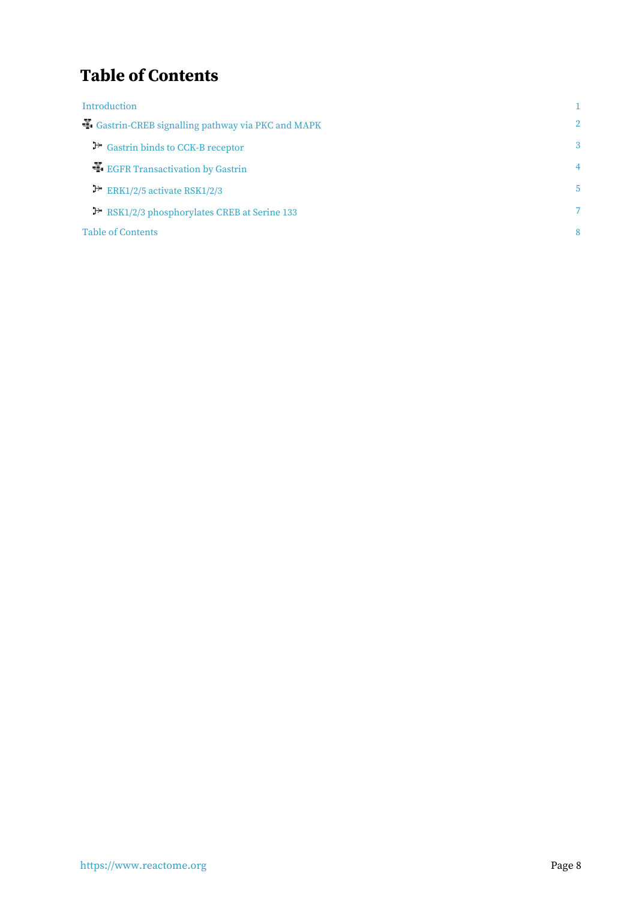# Table of Contents

| | |
|---|---|
| Introduction | 1 |
| Gastrin-CREB signalling pathway via PKC and MAPK | 2 |
| Gastrin binds to CCK-B receptor | 3 |
| EGFR Transactivation by Gastrin | 4 |
| ERK1/2/5 activate RSK1/2/3 | 5 |
| RSK1/2/3 phosphorylates CREB at Serine 133 | 7 |
| Table of Contents | 8 |